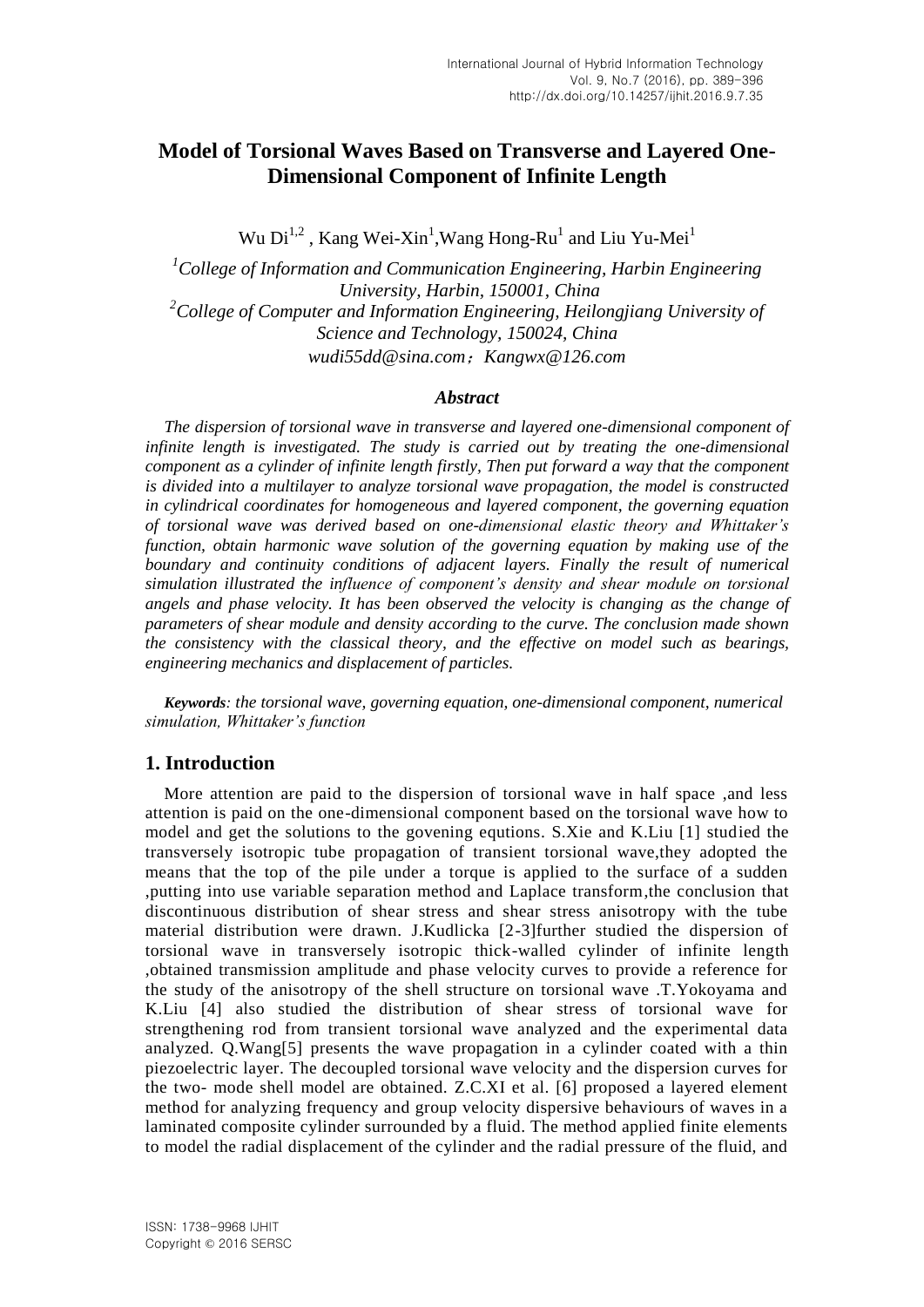# Model of Torsional Waves Based on Transverse and Layered One-Dimensional Component of Infinite Length

Wu Di[1,2] , Kang Wei-Xin[1],Wang Hong-Ru[1] and Liu Yu-Mei[1]

*[1]College of Information and Communication Engineering, Harbin Engineering University, Harbin, 150001, China*
*[2]College of Computer and Information Engineering, Heilongjiang University of Science and Technology, 150024, China*
*wudi55dd@sina.com；Kangwx@126.com*

### *Abstract*

*The dispersion of torsional wave in transverse and layered one-dimensional component of infinite length is investigated. The study is carried out by treating the one-dimensional component as a cylinder of infinite length firstly, Then put forward a way that the component is divided into a multilayer to analyze torsional wave propagation, the model is constructed in cylindrical coordinates for homogeneous and layered component, the governing equation of torsional wave was derived based on one-dimensional elastic theory and Whittaker's function, obtain harmonic wave solution of the governing equation by making use of the boundary and continuity conditions of adjacent layers. Finally the result of numerical simulation illustrated the influence of component's density and shear module on torsional angels and phase velocity. It has been observed the velocity is changing as the change of parameters of shear module and density according to the curve. The conclusion made shown the consistency with the classical theory, and the effective on model such as bearings, engineering mechanics and displacement of particles.*

***Keywords**: the torsional wave, governing equation, one-dimensional component, numerical simulation, Whittaker's function*

## 1. Introduction

More attention are paid to the dispersion of torsional wave in half space ,and less attention is paid on the one-dimensional component based on the torsional wave how to model and get the solutions to the govening equtions. S.Xie and K.Liu [1] studied the transversely isotropic tube propagation of transient torsional wave,they adopted the means that the top of the pile under a torque is applied to the surface of a sudden ,putting into use variable separation method and Laplace transform,the conclusion that discontinuous distribution of shear stress and shear stress anisotropy with the tube material distribution were drawn. J.Kudlicka [2-3]further studied the dispersion of torsional wave in transversely isotropic thick-walled cylinder of infinite length ,obtained transmission amplitude and phase velocity curves to provide a reference for the study of the anisotropy of the shell structure on torsional wave .T.Yokoyama and K.Liu [4] also studied the distribution of shear stress of torsional wave for strengthening rod from transient torsional wave analyzed and the experimental data analyzed. Q.Wang[5] presents the wave propagation in a cylinder coated with a thin piezoelectric layer. The decoupled torsional wave velocity and the dispersion curves for the two- mode shell model are obtained. Z.C.XI et al. [6] proposed a layered element method for analyzing frequency and group velocity dispersive behaviours of waves in a laminated composite cylinder surrounded by a fluid. The method applied finite elements to model the radial displacement of the cylinder and the radial pressure of the fluid, and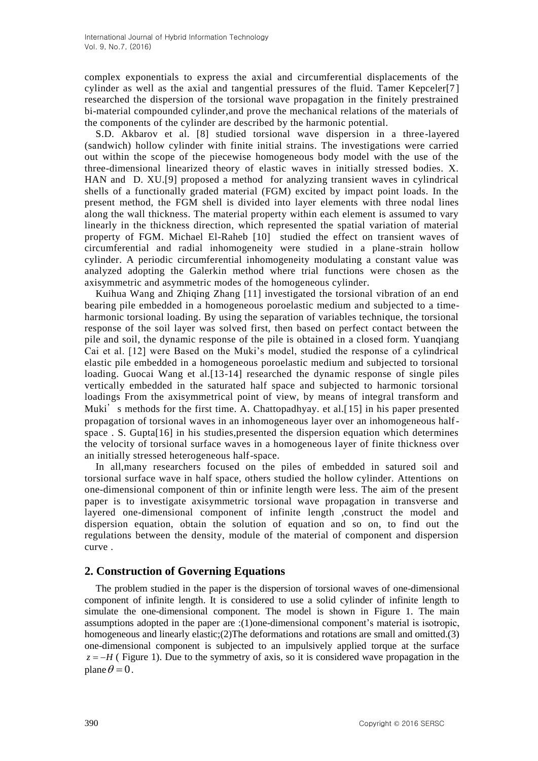complex exponentials to express the axial and circumferential displacements of the cylinder as well as the axial and tangential pressures of the fluid. Tamer Kepceler[7] researched the dispersion of the torsional wave propagation in the finitely prestrained bi-material compounded cylinder,and prove the mechanical relations of the materials of the components of the cylinder are described by the harmonic potential.

S.D. Akbarov et al. [8] studied torsional wave dispersion in a three-layered (sandwich) hollow cylinder with finite initial strains. The investigations were carried out within the scope of the piecewise homogeneous body model with the use of the three-dimensional linearized theory of elastic waves in initially stressed bodies. X. HAN and D. XU.[9] proposed a method for analyzing transient waves in cylindrical shells of a functionally graded material (FGM) excited by impact point loads. In the present method, the FGM shell is divided into layer elements with three nodal lines along the wall thickness. The material property within each element is assumed to vary linearly in the thickness direction, which represented the spatial variation of material property of FGM. Michael El-Raheb [10] studied the effect on transient waves of circumferential and radial inhomogeneity were studied in a plane-strain hollow cylinder. A periodic circumferential inhomogeneity modulating a constant value was analyzed adopting the Galerkin method where trial functions were chosen as the axisymmetric and asymmetric modes of the homogeneous cylinder.

Kuihua Wang and Zhiqing Zhang [11] investigated the torsional vibration of an end bearing pile embedded in a homogeneous poroelastic medium and subjected to a time-harmonic torsional loading. By using the separation of variables technique, the torsional response of the soil layer was solved first, then based on perfect contact between the pile and soil, the dynamic response of the pile is obtained in a closed form. Yuanqiang Cai et al. [12] were Based on the Muki's model, studied the response of a cylindrical elastic pile embedded in a homogeneous poroelastic medium and subjected to torsional loading. Guocai Wang et al.[13-14] researched the dynamic response of single piles vertically embedded in the saturated half space and subjected to harmonic torsional loadings From the axisymmetrical point of view, by means of integral transform and Muki's methods for the first time. A. Chattopadhyay. et al.[15] in his paper presented propagation of torsional waves in an inhomogeneous layer over an inhomogeneous half-space . S. Gupta[16] in his studies,presented the dispersion equation which determines the velocity of torsional surface waves in a homogeneous layer of finite thickness over an initially stressed heterogeneous half-space.

In all,many researchers focused on the piles of embedded in satured soil and torsional surface wave in half space, others studied the hollow cylinder. Attentions on one-dimensional component of thin or infinite length were less. The aim of the present paper is to investigate axisymmetric torsional wave propagation in transverse and layered one-dimensional component of infinite length ,construct the model and dispersion equation, obtain the solution of equation and so on, to find out the regulations between the density, module of the material of component and dispersion curve .

## 2. Construction of Governing Equations

The problem studied in the paper is the dispersion of torsional waves of one-dimensional component of infinite length. It is considered to use a solid cylinder of infinite length to simulate the one-dimensional component. The model is shown in Figure 1. The main assumptions adopted in the paper are :(1)one-dimensional component's material is isotropic, homogeneous and linearly elastic;(2)The deformations and rotations are small and omitted.(3) one-dimensional component is subjected to an impulsively applied torque at the surface $z = -H$ ( Figure 1). Due to the symmetry of axis, so it is considered wave propagation in the plane $\theta = 0$.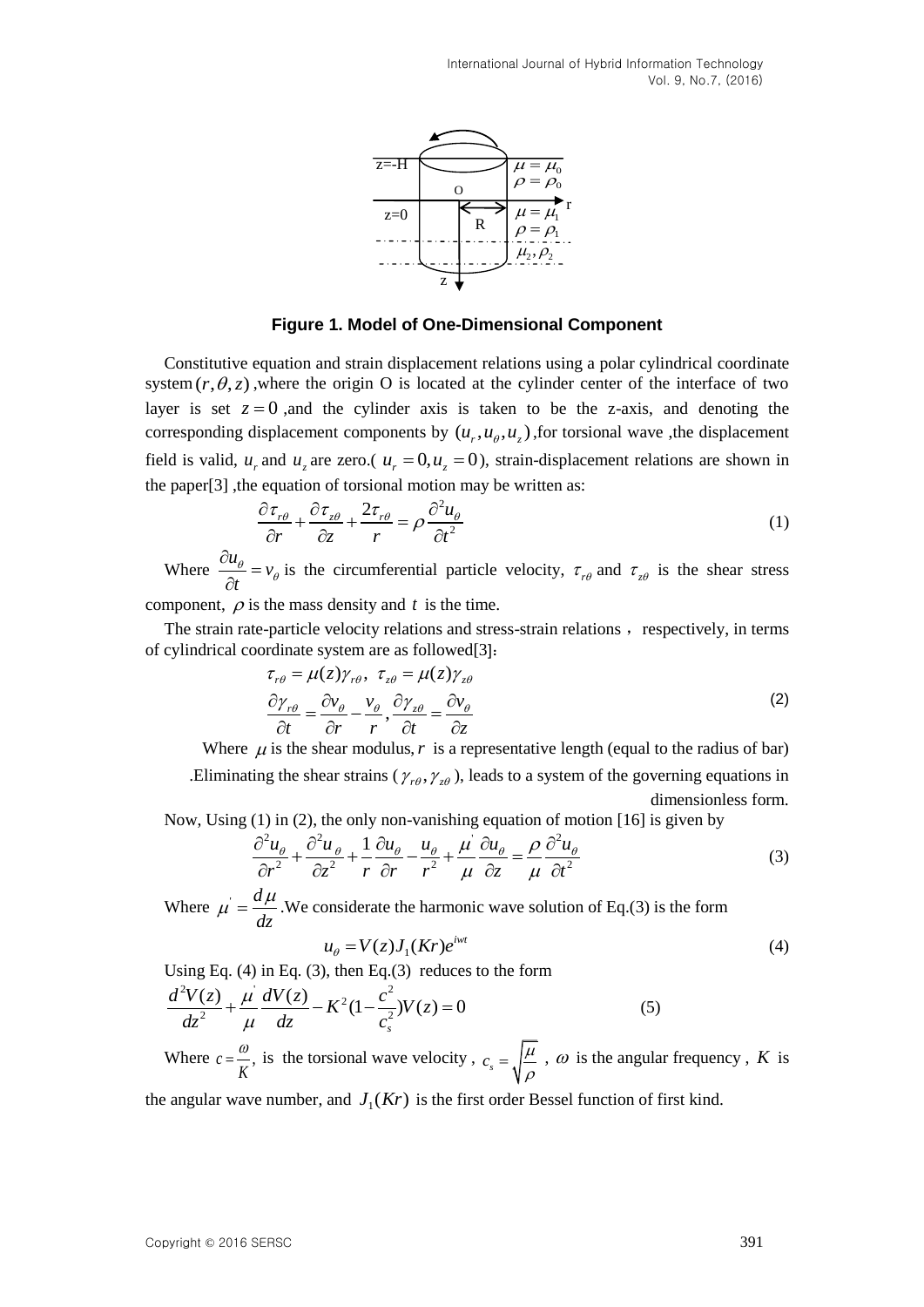z=-H

$\mu = \mu_0$
$\rho = \rho_0$

O

r

z=0

R

$\mu = \mu_1$
$\rho = \rho_1$

$\mu_2, \rho_2$

z

**Figure 1. Model of One-Dimensional Component**

Constitutive equation and strain displacement relations using a polar cylindrical coordinate system $(r, \theta, z)$ ,where the origin O is located at the cylinder center of the interface of two layer is set $z = 0$ ,and the cylinder axis is taken to be the z-axis, and denoting the corresponding displacement components by $(u_r, u_\theta, u_z)$ ,for torsional wave ,the displacement field is valid, $u_r$ and $u_z$ are zero.( $u_r = 0, u_z = 0$), strain-displacement relations are shown in the paper[3] ,the equation of torsional motion may be written as:

$$\frac{\partial \tau_{r\theta}}{\partial r} + \frac{\partial \tau_{z\theta}}{\partial z} + \frac{2\tau_{r\theta}}{r} = \rho \frac{\partial^2 u_\theta}{\partial t^2} \tag{1}$$

Where $\frac{\partial u_\theta}{\partial t} = v_\theta$ is the circumferential particle velocity, $\tau_{r\theta}$ and $\tau_{z\theta}$ is the shear stress component, $\rho$ is the mass density and $t$ is the time.

The strain rate-particle velocity relations and stress-strain relations , respectively, in terms of cylindrical coordinate system are as followed[3]:

$$\begin{gathered}\tau_{r\theta} = \mu(z)\gamma_{r\theta}, \ \tau_{z\theta} = \mu(z)\gamma_{z\theta} \\ \frac{\partial \gamma_{r\theta}}{\partial t} = \frac{\partial v_\theta}{\partial r} - \frac{v_\theta}{r}, \frac{\partial \gamma_{z\theta}}{\partial t} = \frac{\partial v_\theta}{\partial z}\end{gathered} \tag{2}$$

Where $\mu$ is the shear modulus, $r$ is a representative length (equal to the radius of bar) .Eliminating the shear strains ( $\gamma_{r\theta}, \gamma_{z\theta}$ ), leads to a system of the governing equations in dimensionless form.

Now, Using (1) in (2), the only non-vanishing equation of motion [16] is given by

$$\frac{\partial^2 u_\theta}{\partial r^2} + \frac{\partial^2 u_\theta}{\partial z^2} + \frac{1}{r}\frac{\partial u_\theta}{\partial r} - \frac{u_\theta}{r^2} + \frac{\mu'}{\mu}\frac{\partial u_\theta}{\partial z} = \frac{\rho}{\mu}\frac{\partial^2 u_\theta}{\partial t^2} \tag{3}$$

Where $\mu' = \frac{d\mu}{dz}$ .We considerate the harmonic wave solution of Eq.(3) is the form

$$u_\theta = V(z) J_1(Kr) e^{iwt} \tag{4}$$

Using Eq. (4) in Eq. (3), then Eq.(3) reduces to the form

$$\frac{d^2 V(z)}{dz^2} + \frac{\mu'}{\mu}\frac{dV(z)}{dz} - K^2\left(1 - \frac{c^2}{c_s^2}\right)V(z) = 0 \tag{5}$$

Where $c = \frac{\omega}{K}$, is the torsional wave velocity , $c_s = \sqrt{\frac{\mu}{\rho}}$ , $\omega$ is the angular frequency , $K$ is the angular wave number, and $J_1(Kr)$ is the first order Bessel function of first kind.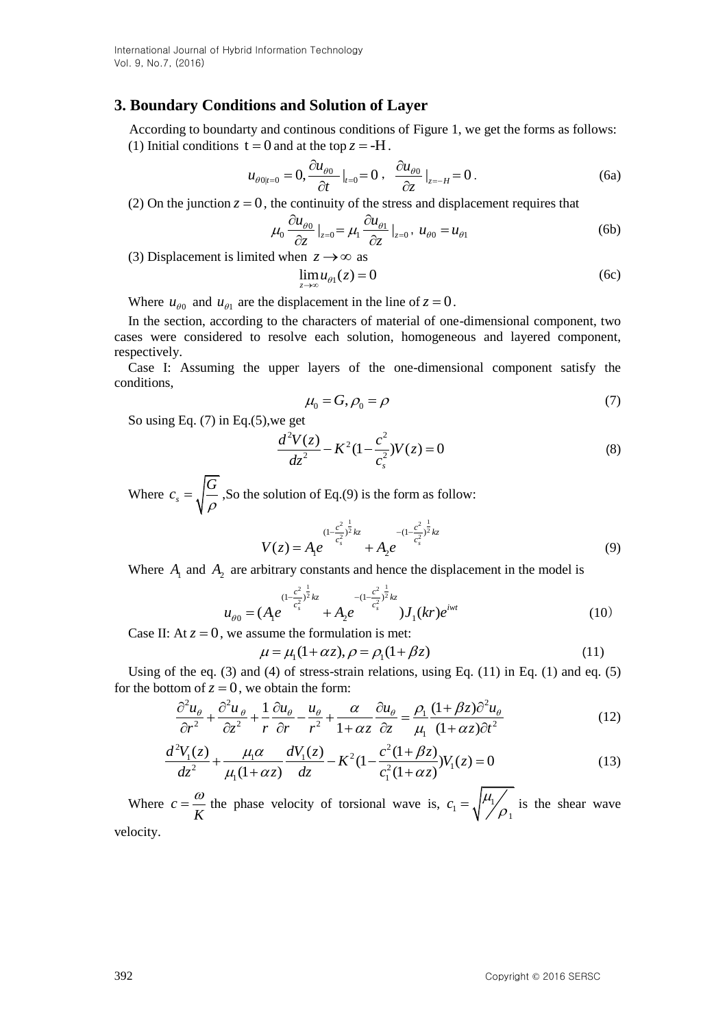## 3. Boundary Conditions and Solution of Layer

According to boundarty and continous conditions of Figure 1, we get the forms as follows:

(1) Initial conditions $t = 0$ and at the top $z = -\mathrm{H}$.

$$u_{\theta 0|t=0} = 0, \frac{\partial u_{\theta 0}}{\partial t}|_{t=0} = 0\,, \quad \frac{\partial u_{\theta 0}}{\partial z}|_{z=-H} = 0\,. \tag{6a}$$

(2) On the junction $z = 0$, the continuity of the stress and displacement requires that

$$\mu_0 \frac{\partial u_{\theta 0}}{\partial z}|_{z=0} = \mu_1 \frac{\partial u_{\theta 1}}{\partial z}|_{z=0}\,,\ u_{\theta 0} = u_{\theta 1} \tag{6b}$$

(3) Displacement is limited when $z \to \infty$ as

$$\lim_{z\to\infty} u_{\theta 1}(z) = 0 \tag{6c}$$

Where $u_{\theta 0}$ and $u_{\theta 1}$ are the displacement in the line of $z = 0$.

In the section, according to the characters of material of one-dimensional component, two cases were considered to resolve each solution, homogeneous and layered component, respectively.

Case I: Assuming the upper layers of the one-dimensional component satisfy the conditions,

$$\mu_0 = G, \rho_0 = \rho \tag{7}$$

So using Eq. (7) in Eq.(5),we get

$$\frac{d^2V(z)}{dz^2} - K^2(1 - \frac{c^2}{c_s^2})V(z) = 0 \tag{8}$$

Where $c_s = \sqrt{\dfrac{G}{\rho}}$ ,So the solution of Eq.(9) is the form as follow:

$$V(z) = A_1 e^{(1-\frac{c^2}{c_s^2})^{\frac{1}{2}}kz} + A_2 e^{-(1-\frac{c^2}{c_s^2})^{\frac{1}{2}}kz} \tag{9}$$

Where $A_1$ and $A_2$ are arbitrary constants and hence the displacement in the model is

$$u_{\theta 0} = (A_1 e^{(1-\frac{c^2}{c_s^2})^{\frac{1}{2}}kz} + A_2 e^{-(1-\frac{c^2}{c_s^2})^{\frac{1}{2}}kz})J_1(kr)e^{iwt} \tag{10}$$

Case II: At $z = 0$, we assume the formulation is met:

$$\mu = \mu_1(1 + \alpha z), \rho = \rho_1(1 + \beta z) \tag{11}$$

Using of the eq. (3) and (4) of stress-strain relations, using Eq. (11) in Eq. (1) and eq. (5) for the bottom of $z = 0$, we obtain the form:

$$\frac{\partial^2 u_\theta}{\partial r^2} + \frac{\partial^2 u_\theta}{\partial z^2} + \frac{1}{r}\frac{\partial u_\theta}{\partial r} - \frac{u_\theta}{r^2} + \frac{\alpha}{1+\alpha z}\frac{\partial u_\theta}{\partial z} = \frac{\rho_1}{\mu_1}\frac{(1+\beta z)\partial^2 u_\theta}{(1+\alpha z)\partial t^2} \tag{12}$$

$$\frac{d^2V_1(z)}{dz^2} + \frac{\mu_1 \alpha}{\mu_1(1+\alpha z)}\frac{dV_1(z)}{dz} - K^2(1 - \frac{c^2(1+\beta z)}{c_1^2(1+\alpha z)})V_1(z) = 0 \tag{13}$$

Where $c = \dfrac{\omega}{K}$ the phase velocity of torsional wave is, $c_1 = \sqrt{\mu_1 / \rho_1}$ is the shear wave velocity.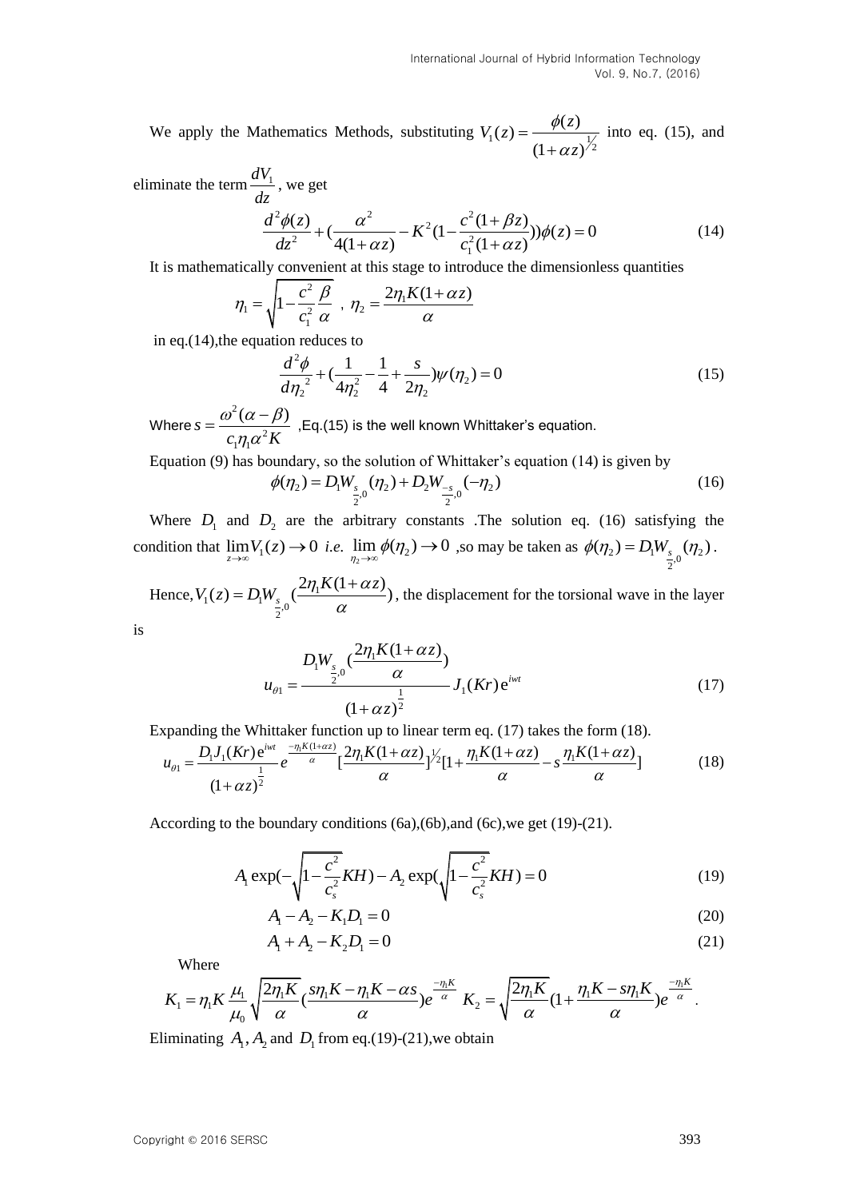We apply the Mathematics Methods, substituting $V_1(z) = \dfrac{\phi(z)}{(1+\alpha z)^{1/2}}$ into eq. (15), and eliminate the term $\dfrac{dV_1}{dz}$, we get

$$\frac{d^2\phi(z)}{dz^2} + \left(\frac{\alpha^2}{4(1+\alpha z)} - K^2\left(1 - \frac{c^2(1+\beta z)}{c_1^2(1+\alpha z)}\right)\right)\phi(z) = 0 \tag{14}$$

It is mathematically convenient at this stage to introduce the dimensionless quantities

$$\eta_1 = \sqrt{1 - \frac{c^2}{c_1^2}\frac{\beta}{\alpha}} \ , \ \eta_2 = \frac{2\eta_1 K(1+\alpha z)}{\alpha}$$

in eq.(14),the equation reduces to

$$\frac{d^2\phi}{d\eta_2{}^2} + \left(\frac{1}{4\eta_2^2} - \frac{1}{4} + \frac{s}{2\eta_2}\right)\psi(\eta_2) = 0 \tag{15}$$

Where $s = \dfrac{\omega^2(\alpha-\beta)}{c_1\eta_1\alpha^2 K}$ ,Eq.(15) is the well known Whittaker's equation.

Equation (9) has boundary, so the solution of Whittaker's equation (14) is given by

$$\phi(\eta_2) = D_1 W_{\frac{s}{2},0}(\eta_2) + D_2 W_{\frac{-s}{2},0}(-\eta_2) \tag{16}$$

Where $D_1$ and $D_2$ are the arbitrary constants .The solution eq. (16) satisfying the condition that $\lim_{z\to\infty} V_1(z) \to 0$ *i.e.* $\lim_{\eta_2\to\infty}\phi(\eta_2) \to 0$ ,so may be taken as $\phi(\eta_2) = D_1 W_{\frac{s}{2},0}(\eta_2)$.

Hence, $V_1(z) = D_1 W_{\frac{s}{2},0}\left(\dfrac{2\eta_1 K(1+\alpha z)}{\alpha}\right)$, the displacement for the torsional wave in the layer is

$$u_{\theta 1} = \frac{D_1 W_{\frac{s}{2},0}\left(\dfrac{2\eta_1 K(1+\alpha z)}{\alpha}\right)}{(1+\alpha z)^{\frac{1}{2}}} J_1(Kr)e^{iwt} \tag{17}$$

Expanding the Whittaker function up to linear term eq. (17) takes the form (18).

$$u_{\theta 1} = \frac{D_1 J_1(Kr)e^{iwt}}{(1+\alpha z)^{\frac{1}{2}}} e^{\frac{-\eta_1 K(1+\alpha z)}{\alpha}}\left[\frac{2\eta_1 K(1+\alpha z)}{\alpha}\right]^{1/2}\left[1 + \frac{\eta_1 K(1+\alpha z)}{\alpha} - s\frac{\eta_1 K(1+\alpha z)}{\alpha}\right] \tag{18}$$

According to the boundary conditions (6a),(6b),and (6c),we get (19)-(21).

$$A_1 \exp\left(-\sqrt{1-\frac{c^2}{c_s^2}}KH\right) - A_2 \exp\left(\sqrt{1-\frac{c^2}{c_s^2}}KH\right) = 0 \tag{19}$$

$$A_1 - A_2 - K_1 D_1 = 0 \tag{20}$$

$$A_1 + A_2 - K_2 D_1 = 0 \tag{21}$$

Where

$$K_1 = \eta_1 K \frac{\mu_1}{\mu_0}\sqrt{\frac{2\eta_1 K}{\alpha}}\left(\frac{s\eta_1 K - \eta_1 K - \alpha s}{\alpha}\right)e^{\frac{-\eta_1 K}{\alpha}} \ \ K_2 = \sqrt{\frac{2\eta_1 K}{\alpha}}\left(1 + \frac{\eta_1 K - s\eta_1 K}{\alpha}\right)e^{\frac{-\eta_1 K}{\alpha}}.$$

Eliminating $A_1, A_2$ and $D_1$ from eq.(19)-(21),we obtain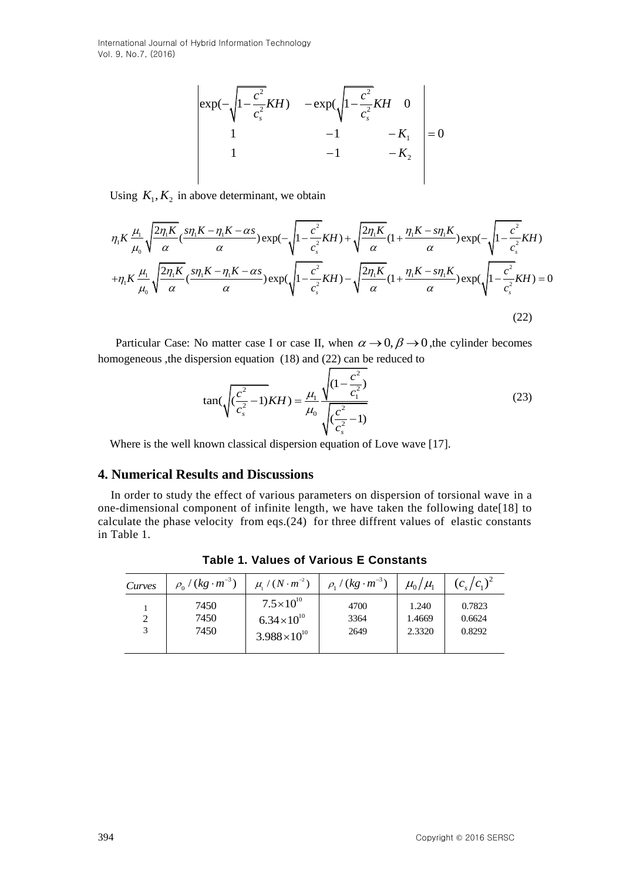$$
\begin{vmatrix}
\exp(-\sqrt{1-\frac{c^2}{c_s^2}}KH) & -\exp(\sqrt{1-\frac{c^2}{c_s^2}}KH & 0 \\
1 & -1 & -K_1 \\
1 & -1 & -K_2
\end{vmatrix} = 0
$$

Using $K_1, K_2$ in above determinant, we obtain

$$
\eta_1 K \frac{\mu_1}{\mu_0}\sqrt{\frac{2\eta_1 K}{\alpha}}(\frac{s\eta_1 K-\eta_1 K-\alpha s}{\alpha})\exp(-\sqrt{1-\frac{c^2}{c_s^2}}KH)+\sqrt{\frac{2\eta_1 K}{\alpha}}(1+\frac{\eta_1 K-s\eta_1 K}{\alpha})\exp(-\sqrt{1-\frac{c^2}{c_s^2}}KH)
$$
$$
+\eta_1 K \frac{\mu_1}{\mu_0}\sqrt{\frac{2\eta_1 K}{\alpha}}(\frac{s\eta_1 K-\eta_1 K-\alpha s}{\alpha})\exp(\sqrt{1-\frac{c^2}{c_s^2}}KH)-\sqrt{\frac{2\eta_1 K}{\alpha}}(1+\frac{\eta_1 K-s\eta_1 K}{\alpha})\exp(\sqrt{1-\frac{c^2}{c_s^2}}KH)=0 \tag{22}
$$

Particular Case: No matter case I or case II, when $\alpha \to 0, \beta \to 0$ ,the cylinder becomes homogeneous ,the dispersion equation (18) and (22) can be reduced to

$$
\tan(\sqrt{(\frac{c^2}{c_s^2}-1)}KH)=\frac{\mu_1}{\mu_0}\frac{\sqrt{(1-\frac{c^2}{c_1^2})}}{\sqrt{(\frac{c^2}{c_s^2}-1)}} \tag{23}
$$

Where is the well known classical dispersion equation of Love wave [17].

## 4. Numerical Results and Discussions

In order to study the effect of various parameters on dispersion of torsional wave in a one-dimensional component of infinite length, we have taken the following date[18] to calculate the phase velocity from eqs.(24) for three diffrent values of elastic constants in Table 1.

**Table 1. Values of Various E Constants**

| *Curves* | $\rho_0/(kg\cdot m^{-3})$ | $\mu_1/(N\cdot m^{-2})$ | $\rho_1/(kg\cdot m^{-3})$ | $\mu_0/\mu_1$ | $(c_s/c_1)^2$ |
|---|---|---|---|---|---|
| 1 | 7450 | $7.5\times10^{10}$ | 4700 | 1.240 | 0.7823 |
| 2 | 7450 | $6.34\times10^{10}$ | 3364 | 1.4669 | 0.6624 |
| 3 | 7450 | $3.988\times10^{10}$ | 2649 | 2.3320 | 0.8292 |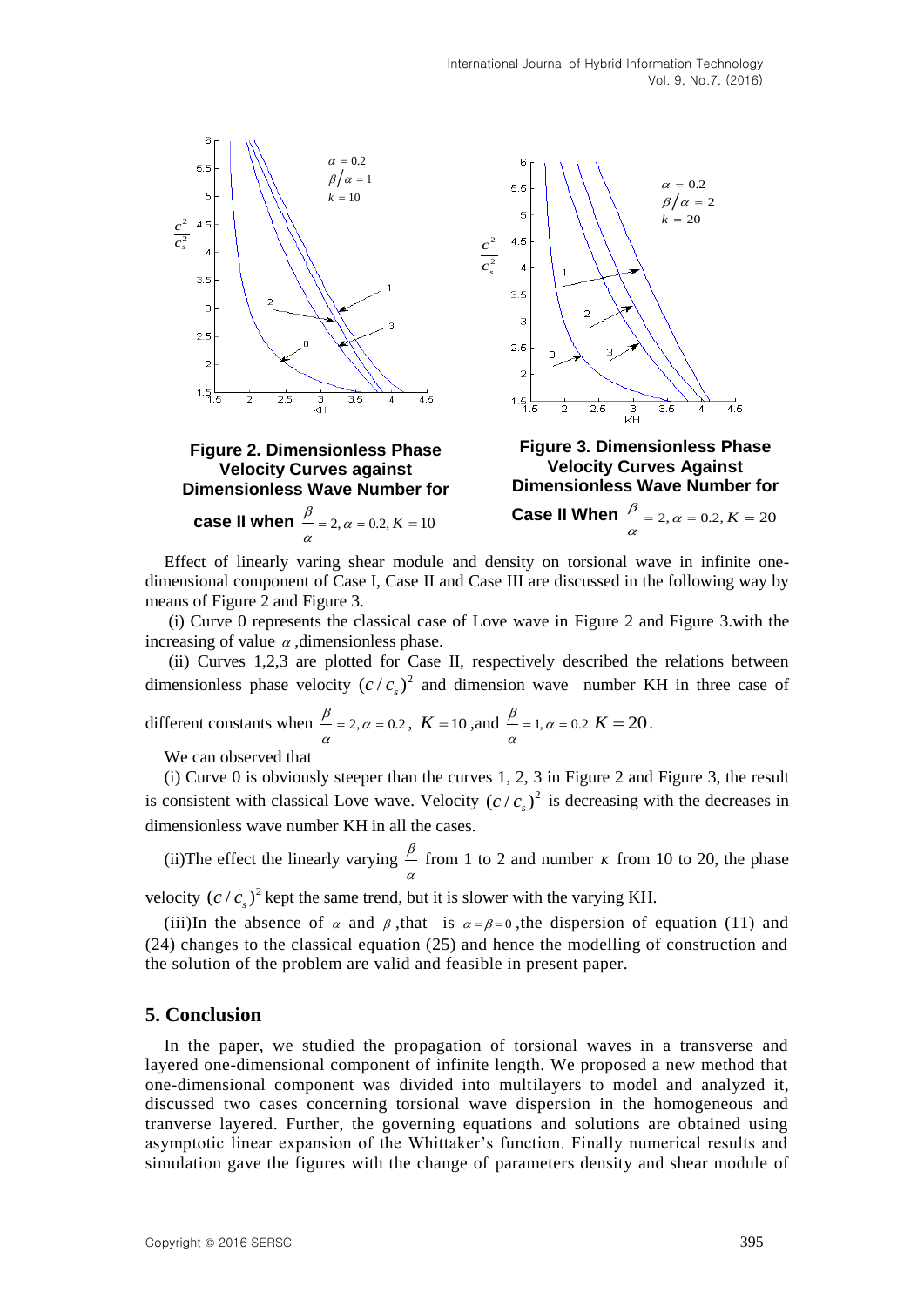$\alpha = 0.2$
$\beta/\alpha = 1$
$k = 10$

$\frac{c^2}{c_s^2}$

6
5.5
5
4.5
4
3.5
3
2.5
2
1.5

1.5 2 2.5 3 3.5 4 4.5

KH

0 1 2 3

**Figure 2. Dimensionless Phase Velocity Curves against Dimensionless Wave Number for case II when** $\frac{\beta}{\alpha} = 2, \alpha = 0.2, K = 10$

$\alpha = 0.2$
$\beta/\alpha = 2$
$k = 20$

$\frac{c^2}{c_s^2}$

6
5.5
5
4.5
4
3.5
3
2.5
2
1.5

1.5 2 2.5 3 3.5 4 4.5

KH

0 1 2 3

**Figure 3. Dimensionless Phase Velocity Curves Against Dimensionless Wave Number for Case II When** $\frac{\beta}{\alpha} = 2, \alpha = 0.2, K = 20$

Effect of linearly varing shear module and density on torsional wave in infinite one-dimensional component of Case I, Case II and Case III are discussed in the following way by means of Figure 2 and Figure 3.

(i) Curve 0 represents the classical case of Love wave in Figure 2 and Figure 3.with the increasing of value $\alpha$ ,dimensionless phase.

(ii) Curves 1,2,3 are plotted for Case II, respectively described the relations between dimensionless phase velocity $(c/c_s)^2$ and dimension wave number KH in three case of different constants when $\frac{\beta}{\alpha} = 2, \alpha = 0.2$, $K = 10$ ,and $\frac{\beta}{\alpha} = 1, \alpha = 0.2$ $K = 20$.

We can observed that

(i) Curve 0 is obviously steeper than the curves 1, 2, 3 in Figure 2 and Figure 3, the result is consistent with classical Love wave. Velocity $(c/c_s)^2$ is decreasing with the decreases in dimensionless wave number KH in all the cases.

(ii)The effect the linearly varying $\frac{\beta}{\alpha}$ from 1 to 2 and number $K$ from 10 to 20, the phase velocity $(c/c_s)^2$ kept the same trend, but it is slower with the varying KH.

(iii)In the absence of $\alpha$ and $\beta$ ,that is $\alpha = \beta = 0$ ,the dispersion of equation (11) and (24) changes to the classical equation (25) and hence the modelling of construction and the solution of the problem are valid and feasible in present paper.

## 5. Conclusion

In the paper, we studied the propagation of torsional waves in a transverse and layered one-dimensional component of infinite length. We proposed a new method that one-dimensional component was divided into multilayers to model and analyzed it, discussed two cases concerning torsional wave dispersion in the homogeneous and tranverse layered. Further, the governing equations and solutions are obtained using asymptotic linear expansion of the Whittaker's function. Finally numerical results and simulation gave the figures with the change of parameters density and shear module of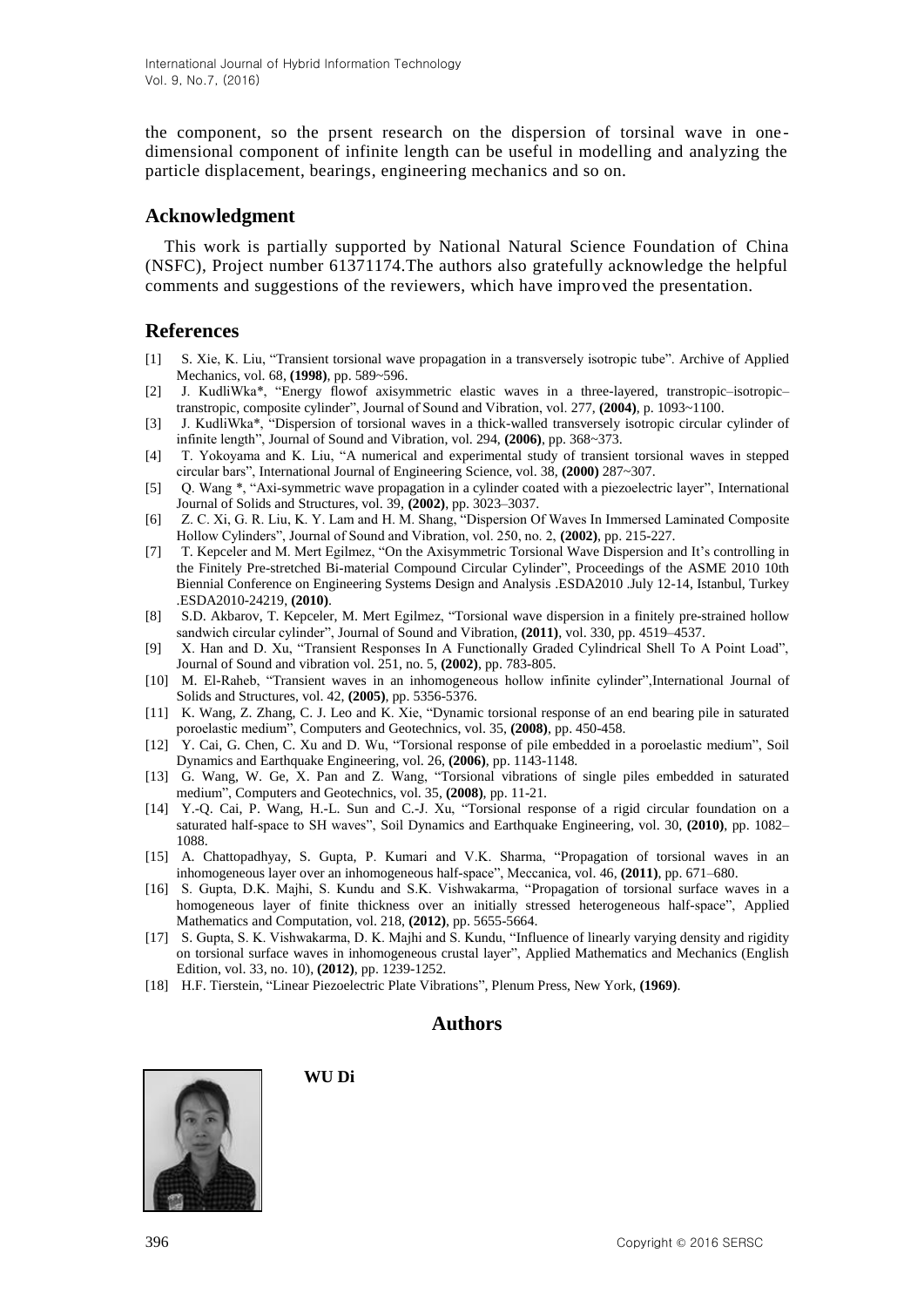the component, so the prsent research on the dispersion of torsinal wave in one-dimensional component of infinite length can be useful in modelling and analyzing the particle displacement, bearings, engineering mechanics and so on.

## Acknowledgment

This work is partially supported by National Natural Science Foundation of China (NSFC), Project number 61371174.The authors also gratefully acknowledge the helpful comments and suggestions of the reviewers, which have improved the presentation.

## References

[1] S. Xie, K. Liu, "Transient torsional wave propagation in a transversely isotropic tube". Archive of Applied Mechanics, vol. 68, **(1998)**, pp. 589~596.

[2] J. KudliWka*, "Energy flowof axisymmetric elastic waves in a three-layered, transtropic–isotropic–transtropic, composite cylinder", Journal of Sound and Vibration, vol. 277, **(2004)**, p. 1093~1100.

[3] J. KudliWka*, "Dispersion of torsional waves in a thick-walled transversely isotropic circular cylinder of infinite length", Journal of Sound and Vibration, vol. 294, **(2006)**, pp. 368~373.

[4] T. Yokoyama and K. Liu, "A numerical and experimental study of transient torsional waves in stepped circular bars", International Journal of Engineering Science, vol. 38, **(2000)** 287~307.

[5] Q. Wang *, "Axi-symmetric wave propagation in a cylinder coated with a piezoelectric layer", International Journal of Solids and Structures, vol. 39, **(2002)**, pp. 3023–3037.

[6] Z. C. Xi, G. R. Liu, K. Y. Lam and H. M. Shang, "Dispersion Of Waves In Immersed Laminated Composite Hollow Cylinders", Journal of Sound and Vibration, vol. 250, no. 2, **(2002)**, pp. 215-227.

[7] T. Kepceler and M. Mert Egilmez, "On the Axisymmetric Torsional Wave Dispersion and It's controlling in the Finitely Pre-stretched Bi-material Compound Circular Cylinder", Proceedings of the ASME 2010 10th Biennial Conference on Engineering Systems Design and Analysis .ESDA2010 .July 12-14, Istanbul, Turkey .ESDA2010-24219, **(2010)**.

[8] S.D. Akbarov, T. Kepceler, M. Mert Egilmez, "Torsional wave dispersion in a finitely pre-strained hollow sandwich circular cylinder", Journal of Sound and Vibration, **(2011)**, vol. 330, pp. 4519–4537.

[9] X. Han and D. Xu, "Transient Responses In A Functionally Graded Cylindrical Shell To A Point Load", Journal of Sound and vibration vol. 251, no. 5, **(2002)**, pp. 783-805.

[10] M. El-Raheb, "Transient waves in an inhomogeneous hollow infinite cylinder",International Journal of Solids and Structures, vol. 42, **(2005)**, pp. 5356-5376.

[11] K. Wang, Z. Zhang, C. J. Leo and K. Xie, "Dynamic torsional response of an end bearing pile in saturated poroelastic medium", Computers and Geotechnics, vol. 35, **(2008)**, pp. 450-458.

[12] Y. Cai, G. Chen, C. Xu and D. Wu, "Torsional response of pile embedded in a poroelastic medium", Soil Dynamics and Earthquake Engineering, vol. 26, **(2006)**, pp. 1143-1148.

[13] G. Wang, W. Ge, X. Pan and Z. Wang, "Torsional vibrations of single piles embedded in saturated medium", Computers and Geotechnics, vol. 35, **(2008)**, pp. 11-21.

[14] Y.-Q. Cai, P. Wang, H.-L. Sun and C.-J. Xu, "Torsional response of a rigid circular foundation on a saturated half-space to SH waves", Soil Dynamics and Earthquake Engineering, vol. 30, **(2010)**, pp. 1082–1088.

[15] A. Chattopadhyay, S. Gupta, P. Kumari and V.K. Sharma, "Propagation of torsional waves in an inhomogeneous layer over an inhomogeneous half-space", Meccanica, vol. 46, **(2011)**, pp. 671–680.

[16] S. Gupta, D.K. Majhi, S. Kundu and S.K. Vishwakarma, "Propagation of torsional surface waves in a homogeneous layer of finite thickness over an initially stressed heterogeneous half-space", Applied Mathematics and Computation, vol. 218, **(2012)**, pp. 5655-5664.

[17] S. Gupta, S. K. Vishwakarma, D. K. Majhi and S. Kundu, "Influence of linearly varying density and rigidity on torsional surface waves in inhomogeneous crustal layer", Applied Mathematics and Mechanics (English Edition, vol. 33, no. 10), **(2012)**, pp. 1239-1252.

[18] H.F. Tierstein, "Linear Piezoelectric Plate Vibrations", Plenum Press, New York, **(1969)**.

## Authors

**WU Di**